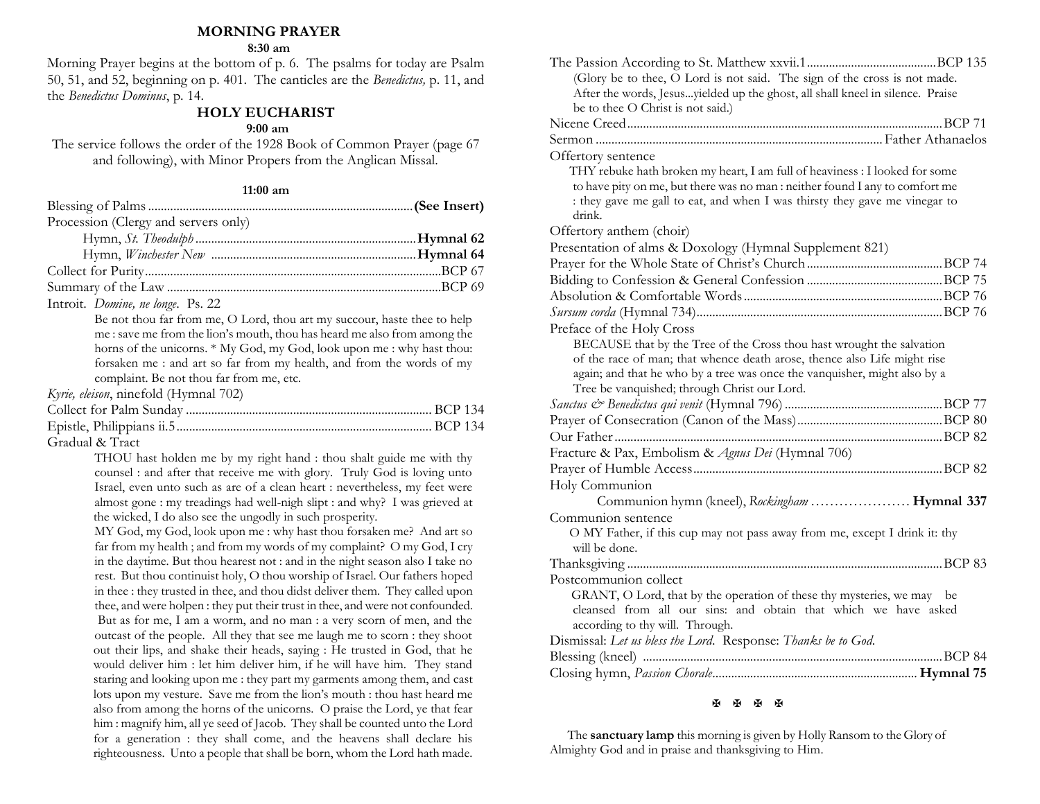## MORNING PRAYER

**8:30 am**

Morning Prayer begins at the bottom of p. 6. The psalms for today are Psalm 50, 51, and 52, beginning on p. 401. The canticles are the *Benedictus,* p. 11, and the *Benedictus Dominus*, p. 14.

## HOLY EUCHARIST

**9:00 am**

The service follows the order of the 1928 Book of Common Prayer (page 67 and following), with Minor Propers from the Anglican Missal.

**11:00 am**

Blessing of Palms .................................................................................. **(See Insert)**

Procession (Clergy and servers only)

Hymn, *St. Theodulph* ..................................................................... **Hymnal 62**

Hymn, *Winchester New* ................................................................ **Hymnal 64**

Collect for Purity.............................................................................................BCP 67

Summary of the Law ......................................................................................BCP 69

Introit. *Domine, ne longe*. Ps. 22

Be not thou far from me, O Lord, thou art my succour, haste thee to help me : save me from the lion's mouth, thou has heard me also from among the horns of the unicorns. * My God, my God, look upon me : why hast thou: forsaken me : and art so far from my health, and from the words of my complaint. Be not thou far from me, etc.

*Kyrie, eleison*, ninefold (Hymnal 702)

Collect for Palm Sunday ............................................................................. BCP 134

Epistle, Philippians ii.5................................................................................ BCP 134

Gradual & Tract

THOU hast holden me by my right hand : thou shalt guide me with thy counsel : and after that receive me with glory. Truly God is loving unto Israel, even unto such as are of a clean heart : nevertheless, my feet were almost gone : my treadings had well-nigh slipt : and why? I was grieved at the wicked, I do also see the ungodly in such prosperity.

MY God, my God, look upon me : why hast thou forsaken me? And art so far from my health ; and from my words of my complaint? O my God, I cry in the daytime. But thou hearest not : and in the night season also I take no rest. But thou continuist holy, O thou worship of Israel. Our fathers hoped in thee : they trusted in thee, and thou didst deliver them. They called upon thee, and were holpen : they put their trust in thee, and were not confounded. But as for me, I am a worm, and no man : a very scorn of men, and the outcast of the people. All they that see me laugh me to scorn : they shoot out their lips, and shake their heads, saying : He trusted in God, that he would deliver him : let him deliver him, if he will have him. They stand staring and looking upon me : they part my garments among them, and cast lots upon my vesture. Save me from the lion's mouth : thou hast heard me also from among the horns of the unicorns. O praise the Lord, ye that fear him : magnify him, all ye seed of Jacob. They shall be counted unto the Lord for a generation : they shall come, and the heavens shall declare his righteousness. Unto a people that shall be born, whom the Lord hath made.

The Passion According to St. Matthew xxvii.1.........................................BCP 135

(Glory be to thee, O Lord is not said. The sign of the cross is not made. After the words, Jesus...yielded up the ghost, all shall kneel in silence. Praise be to thee O Christ is not said.)

Nicene Creed....................................................................................................BCP 71

Sermon ...........................................................................................Father Athanaelos

Offertory sentence

THY rebuke hath broken my heart, I am full of heaviness : I looked for some to have pity on me, but there was no man : neither found I any to comfort me : they gave me gall to eat, and when I was thirsty they gave me vinegar to drink.

Offertory anthem (choir)

Presentation of alms & Doxology (Hymnal Supplement 821)

Prayer for the Whole State of Christ's Church ...........................................BCP 74

Bidding to Confession & General Confession ...........................................BCP 75

Absolution & Comfortable Words...............................................................BCP 76

*Sursum corda* (Hymnal 734)...........................................................................BCP 76

Preface of the Holy Cross

BECAUSE that by the Tree of the Cross thou hast wrought the salvation of the race of man; that whence death arose, thence also Life might rise again; and that he who by a tree was once the vanquisher, might also by a Tree be vanquished; through Christ our Lord.

*Sanctus & Benedictus qui venit* (Hymnal 796) ..................................................BCP 77

Prayer of Consecration (Canon of the Mass)..............................................BCP 80

Our Father.......................................................................................................BCP 82

Fracture & Pax, Embolism & *Agnus Dei* (Hymnal 706)

Prayer of Humble Access..............................................................................BCP 82

Holy Communion

Communion hymn (kneel), *Rockingham* ..................... **Hymnal 337**

Communion sentence

O MY Father, if this cup may not pass away from me, except I drink it: thy will be done.

Thanksgiving ...................................................................................................BCP 83

Postcommunion collect

GRANT, O Lord, that by the operation of these thy mysteries, we may be cleansed from all our sins: and obtain that which we have asked according to thy will. Through.

Dismissal: *Let us bless the Lord*. Response: *Thanks be to God*.

Blessing (kneel) ..............................................................................................BCP 84

Closing hymn, *Passion Chorale*................................................................ **Hymnal 75**

✠ ✠ ✠ ✠

The **sanctuary lamp** this morning is given by Holly Ransom to the Glory of Almighty God and in praise and thanksgiving to Him.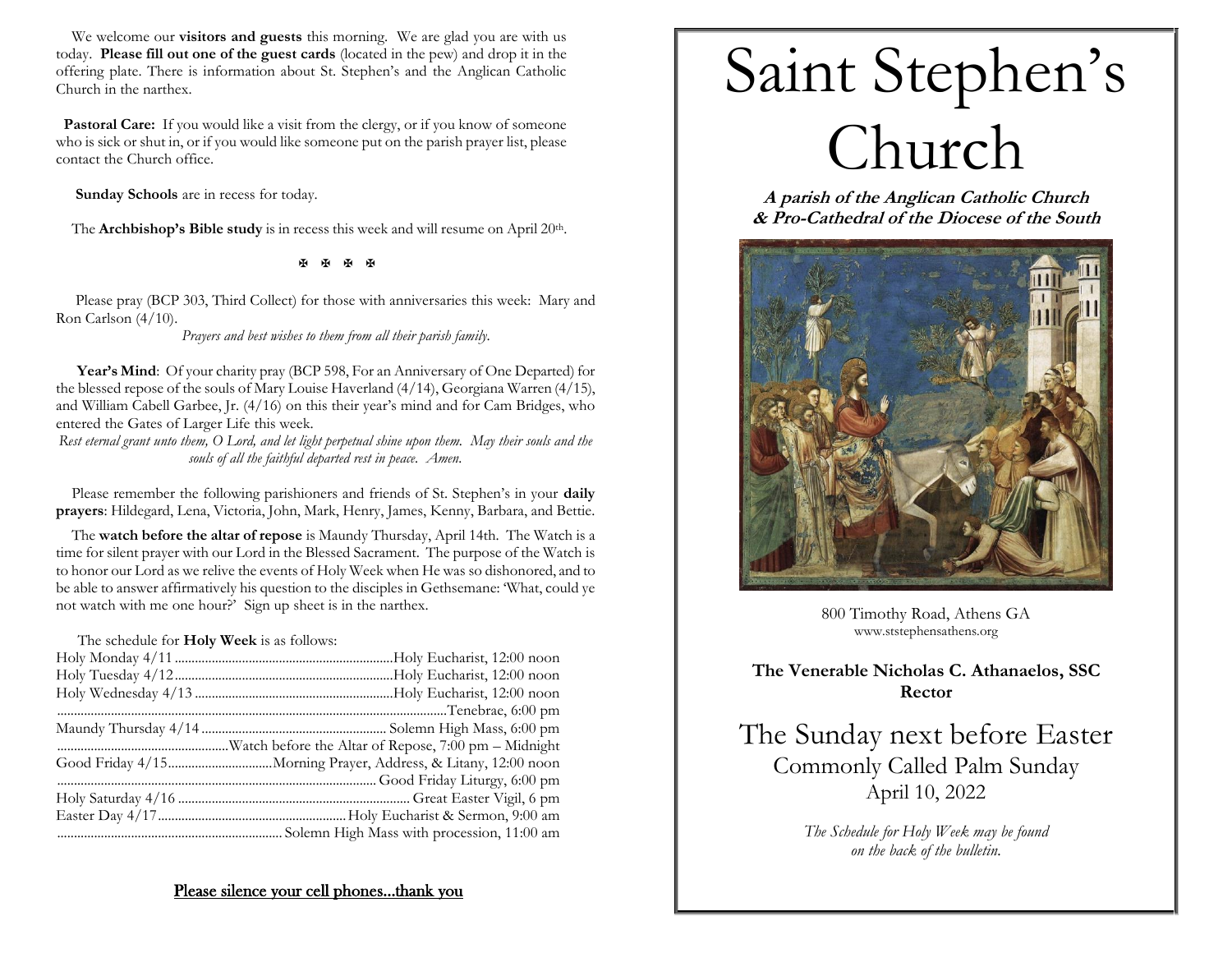We welcome our **visitors and guests** this morning. We are glad you are with us today. **Please fill out one of the guest cards** (located in the pew) and drop it in the offering plate. There is information about St. Stephen's and the Anglican Catholic Church in the narthex.

**Pastoral Care:** If you would like a visit from the clergy, or if you know of someone who is sick or shut in, or if you would like someone put on the parish prayer list, please contact the Church office.

**Sunday Schools** are in recess for today.

The **Archbishop's Bible study** is in recess this week and will resume on April 20th.

✠ ✠ ✠ ✠

Please pray (BCP 303, Third Collect) for those with anniversaries this week: Mary and Ron Carlson (4/10).

*Prayers and best wishes to them from all their parish family.*

**Year's Mind**: Of your charity pray (BCP 598, For an Anniversary of One Departed) for the blessed repose of the souls of Mary Louise Haverland (4/14), Georgiana Warren (4/15), and William Cabell Garbee, Jr. (4/16) on this their year's mind and for Cam Bridges, who entered the Gates of Larger Life this week.

*Rest eternal grant unto them, O Lord, and let light perpetual shine upon them. May their souls and the souls of all the faithful departed rest in peace. Amen.*

Please remember the following parishioners and friends of St. Stephen's in your **daily prayers**: Hildegard, Lena, Victoria, John, Mark, Henry, James, Kenny, Barbara, and Bettie.

The **watch before the altar of repose** is Maundy Thursday, April 14th. The Watch is a time for silent prayer with our Lord in the Blessed Sacrament. The purpose of the Watch is to honor our Lord as we relive the events of Holy Week when He was so dishonored, and to be able to answer affirmatively his question to the disciples in Gethsemane: 'What, could ye not watch with me one hour?' Sign up sheet is in the narthex.

The schedule for **Holy Week** is as follows:

| | |
|---|---|
| Holy Monday 4/11 | Holy Eucharist, 12:00 noon |
| Holy Tuesday 4/12 | Holy Eucharist, 12:00 noon |
| Holy Wednesday 4/13 | Holy Eucharist, 12:00 noon |
| | Tenebrae, 6:00 pm |
| Maundy Thursday 4/14 | Solemn High Mass, 6:00 pm |
| | Watch before the Altar of Repose, 7:00 pm – Midnight |
| Good Friday 4/15 | Morning Prayer, Address, & Litany, 12:00 noon |
| | Good Friday Liturgy, 6:00 pm |
| Holy Saturday 4/16 | Great Easter Vigil, 6 pm |
| Easter Day 4/17 | Holy Eucharist & Sermon, 9:00 am |
| | Solemn High Mass with procession, 11:00 am |

Please silence your cell phones...thank you

# Saint Stephen's Church

***A parish of the Anglican Catholic Church & Pro-Cathedral of the Diocese of the South***

800 Timothy Road, Athens GA
www.ststephensathens.org

**The Venerable Nicholas C. Athanaelos, SSC**
**Rector**

## The Sunday next before Easter
### Commonly Called Palm Sunday
### April 10, 2022

*The Schedule for Holy Week may be found on the back of the bulletin.*